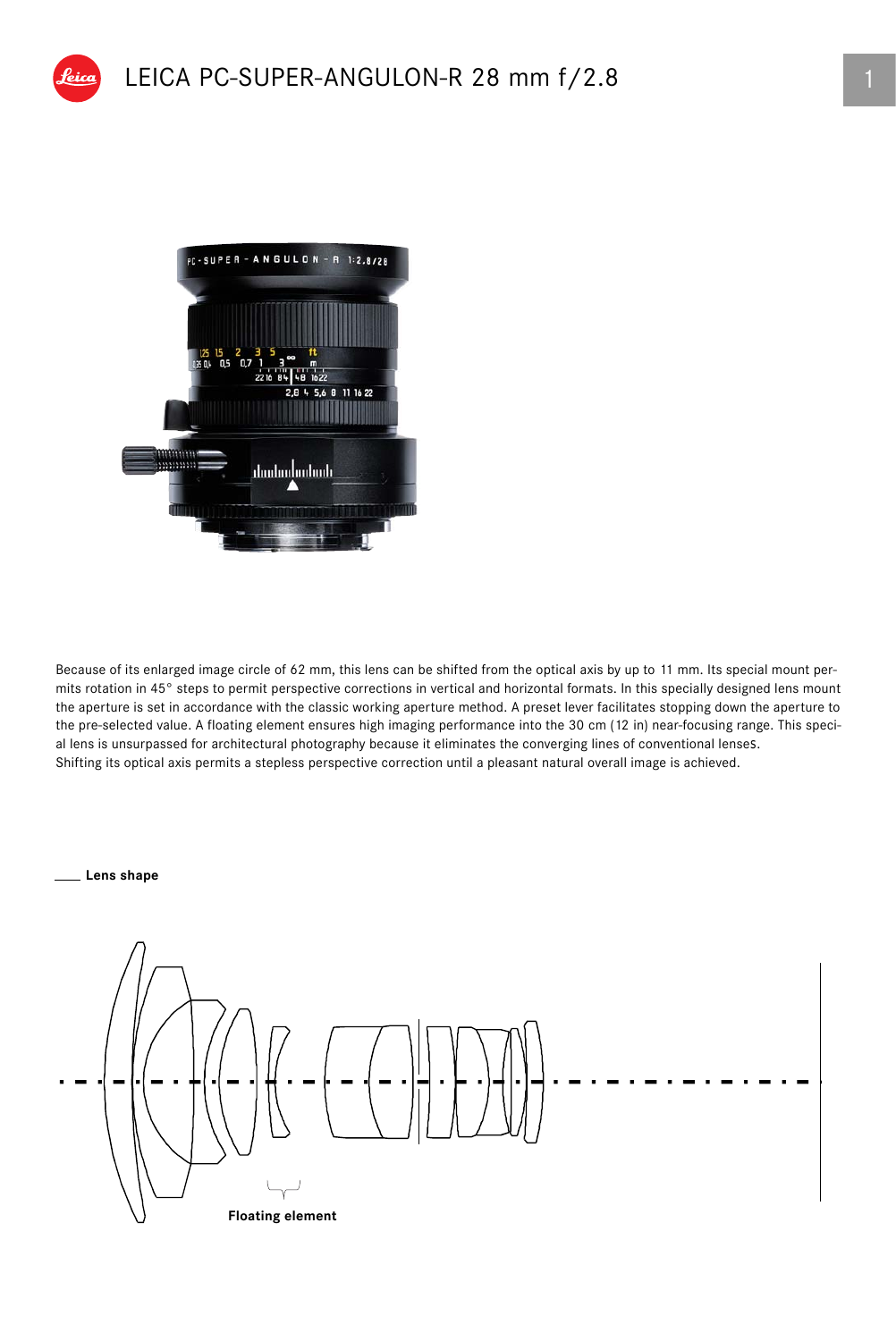# LEICA PC-SUPER-ANGULON-R 28 mm f/2.8

Because of its enlarged image circle of 62 mm, this lens can be shifted from the optical axis by up to 11 mm. Its special mount permits rotation in 45° steps to permit perspective corrections in vertical and horizontal formats. In this specially designed lens mount the aperture is set in accordance with the classic working aperture method. A preset lever facilitates stopping down the aperture to the pre-selected value. A floating element ensures high imaging performance into the 30 cm (12 in) near-focusing range. This special lens is unsurpassed for architectural photography because it eliminates the converging lines of conventional lenses.
Shifting its optical axis permits a stepless perspective correction until a pleasant natural overall image is achieved.

**Lens shape**

**Floating element**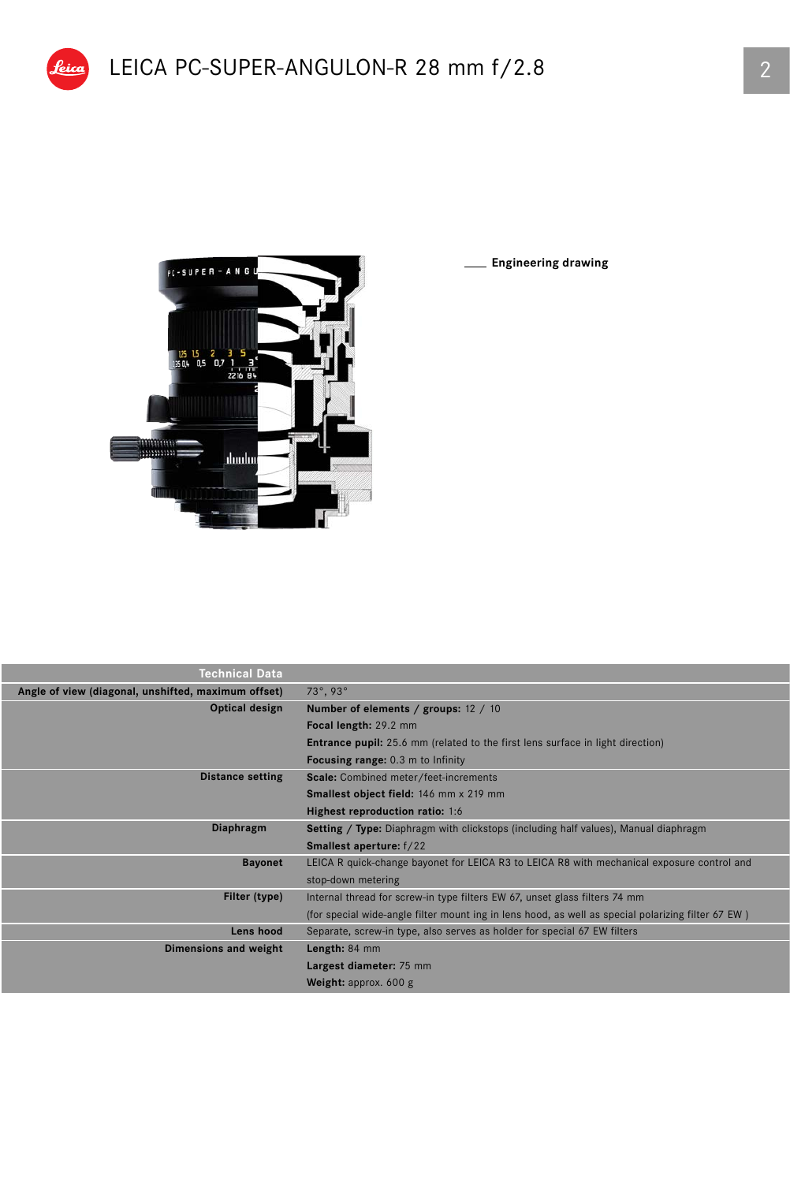# LEICA PC-SUPER-ANGULON-R 28 mm f/2.8

Engineering drawing

| Technical Data | |
|---|---|
| Angle of view (diagonal, unshifted, maximum offset) | 73°, 93° |
| Optical design | **Number of elements / groups:** 12 / 10<br>**Focal length:** 29.2 mm<br>**Entrance pupil:** 25.6 mm (related to the first lens surface in light direction)<br>**Focusing range:** 0.3 m to Infinity |
| Distance setting | **Scale:** Combined meter/feet-increments<br>**Smallest object field:** 146 mm x 219 mm<br>**Highest reproduction ratio:** 1:6 |
| Diaphragm | **Setting / Type:** Diaphragm with clickstops (including half values), Manual diaphragm<br>**Smallest aperture:** f/22 |
| Bayonet | LEICA R quick-change bayonet for LEICA R3 to LEICA R8 with mechanical exposure control and stop-down metering |
| Filter (type) | Internal thread for screw-in type filters EW 67, unset glass filters 74 mm<br>(for special wide-angle filter mount ing in lens hood, as well as special polarizing filter 67 EW ) |
| Lens hood | Separate, screw-in type, also serves as holder for special 67 EW filters |
| Dimensions and weight | **Length:** 84 mm<br>**Largest diameter:** 75 mm<br>**Weight:** approx. 600 g |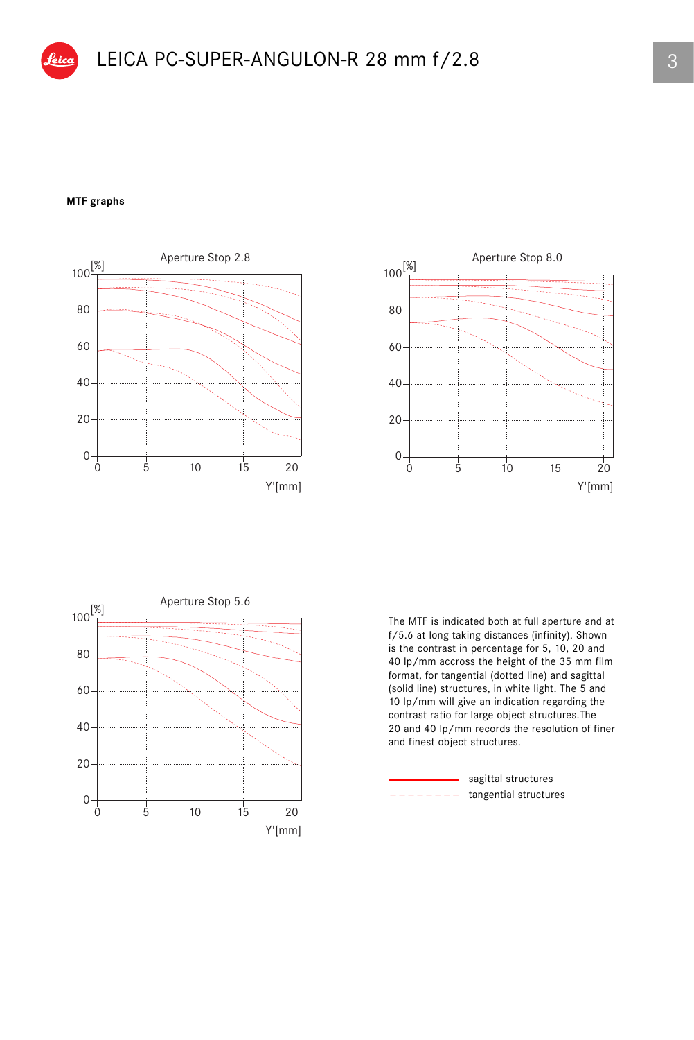# LEICA PC-SUPER-ANGULON-R 28 mm f/2.8

## MTF graphs

Aperture Stop 2.8

Aperture Stop 8.0

Aperture Stop 5.6

The MTF is indicated both at full aperture and at f/5.6 at long taking distances (infinity). Shown is the contrast in percentage for 5, 10, 20 and 40 lp/mm accross the height of the 35 mm film format, for tangential (dotted line) and sagittal (solid line) structures, in white light. The 5 and 10 lp/mm will give an indication regarding the contrast ratio for large object structures.The 20 and 40 lp/mm records the resolution of finer and finest object structures.

sagittal structures

tangential structures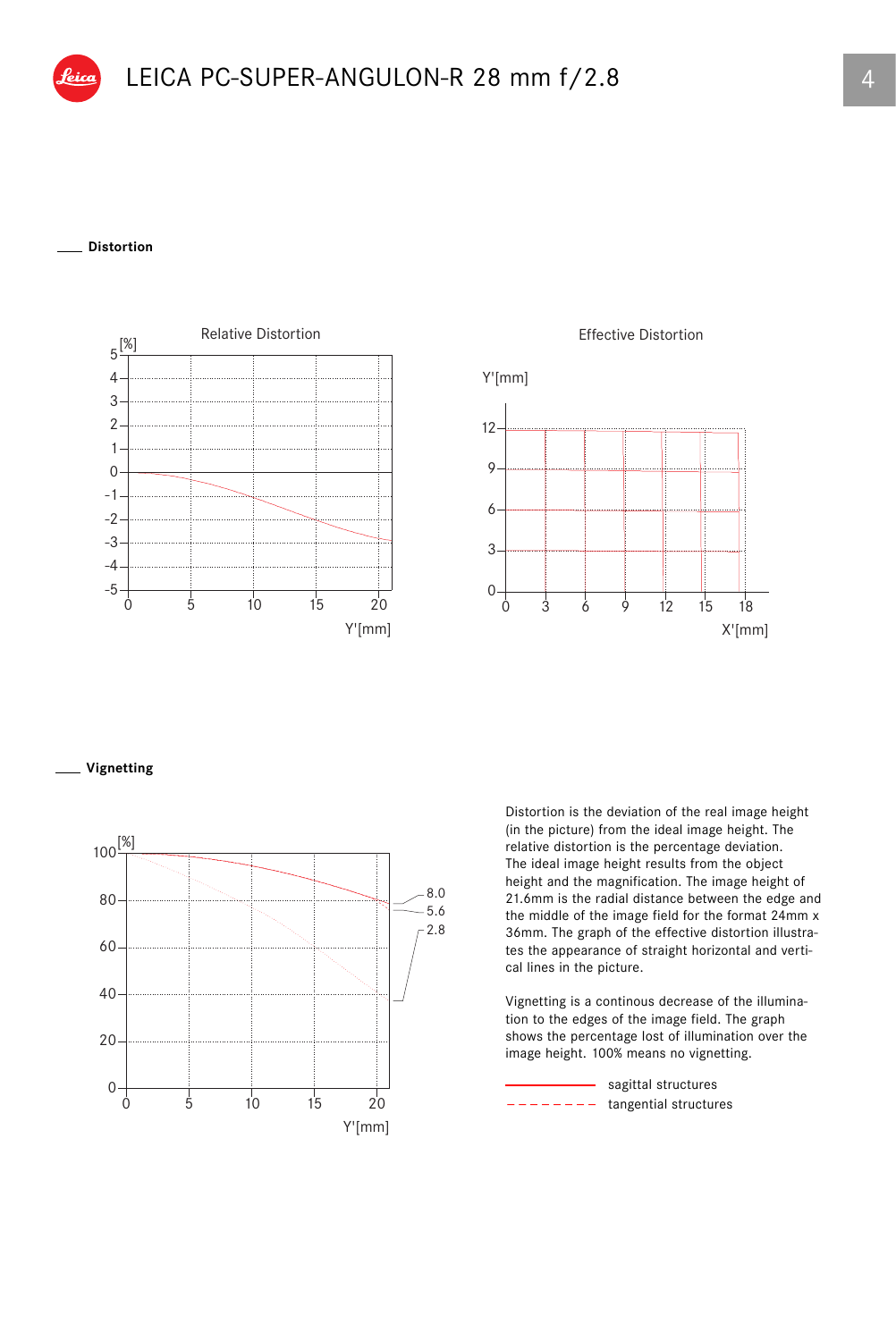# LEICA PC-SUPER-ANGULON-R 28 mm f/2.8

## Distortion

Relative Distortion

Effective Distortion

## Vignetting

Distortion is the deviation of the real image height (in the picture) from the ideal image height. The relative distortion is the percentage deviation. The ideal image height results from the object height and the magnification. The image height of 21.6mm is the radial distance between the edge and the middle of the image field for the format 24mm x 36mm. The graph of the effective distortion illustrates the appearance of straight horizontal and vertical lines in the picture.

Vignetting is a continous decrease of the illumination to the edges of the image field. The graph shows the percentage lost of illumination over the image height. 100% means no vignetting.

- sagittal structures (solid line)
- tangential structures (dashed line)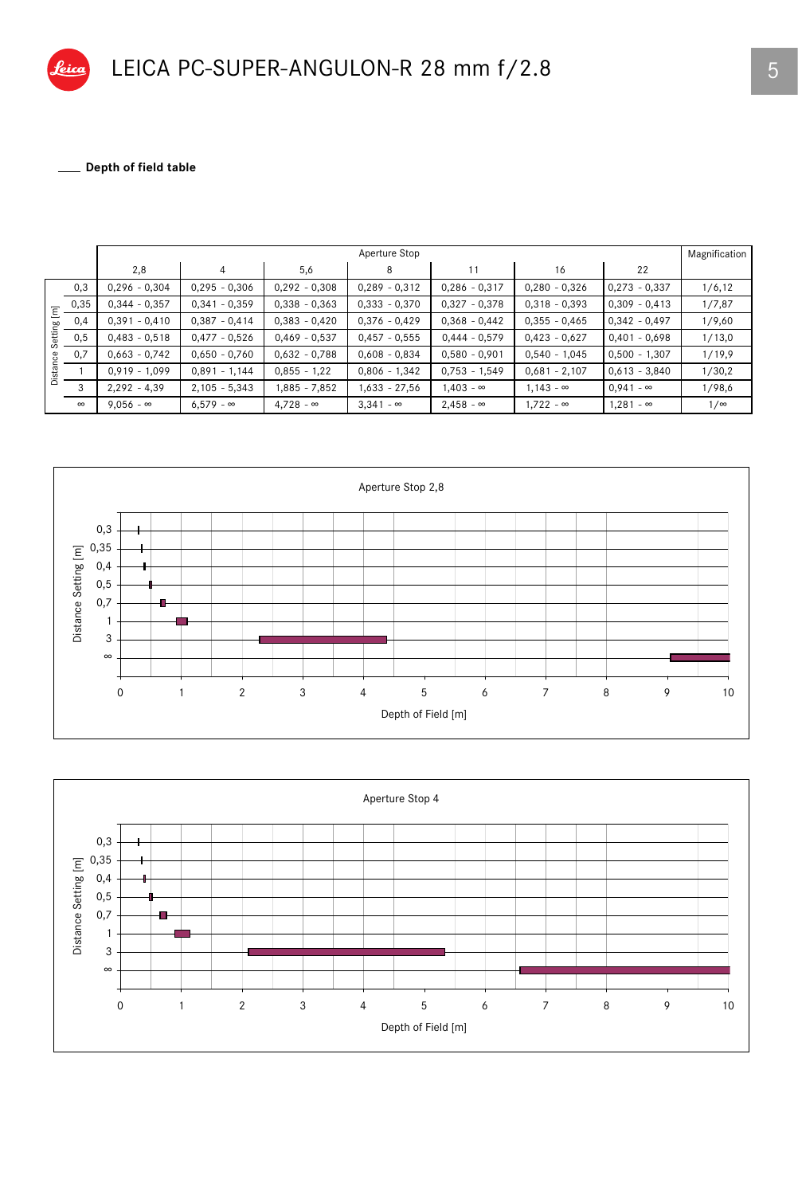# LEICA PC-SUPER-ANGULON-R 28 mm f/2.8

## Depth of field table

| Distance Setting [m] | Aperture Stop 2,8 | 4 | 5,6 | 8 | 11 | 16 | 22 | Magnification |
|---|---|---|---|---|---|---|---|---|
| 0,3 | 0,296 - 0,304 | 0,295 - 0,306 | 0,292 - 0,308 | 0,289 - 0,312 | 0,286 - 0,317 | 0,280 - 0,326 | 0,273 - 0,337 | 1/6,12 |
| 0,35 | 0,344 - 0,357 | 0,341 - 0,359 | 0,338 - 0,363 | 0,333 - 0,370 | 0,327 - 0,378 | 0,318 - 0,393 | 0,309 - 0,413 | 1/7,87 |
| 0,4 | 0,391 - 0,410 | 0,387 - 0,414 | 0,383 - 0,420 | 0,376 - 0,429 | 0,368 - 0,442 | 0,355 - 0,465 | 0,342 - 0,497 | 1/9,60 |
| 0,5 | 0,483 - 0,518 | 0,477 - 0,526 | 0,469 - 0,537 | 0,457 - 0,555 | 0,444 - 0,579 | 0,423 - 0,627 | 0,401 - 0,698 | 1/13,0 |
| 0,7 | 0,663 - 0,742 | 0,650 - 0,760 | 0,632 - 0,788 | 0,608 - 0,834 | 0,580 - 0,901 | 0,540 - 1,045 | 0,500 - 1,307 | 1/19,9 |
| 1 | 0,919 - 1,099 | 0,891 - 1,144 | 0,855 - 1,22 | 0,806 - 1,342 | 0,753 - 1,549 | 0,681 - 2,107 | 0,613 - 3,840 | 1/30,2 |
| 3 | 2,292 - 4,39 | 2,105 - 5,343 | 1,885 - 7,852 | 1,633 - 27,56 | 1,403 - ∞ | 1,143 - ∞ | 0,941 - ∞ | 1/98,6 |
| ∞ | 9,056 - ∞ | 6,579 - ∞ | 4,728 - ∞ | 3,341 - ∞ | 2,458 - ∞ | 1,722 - ∞ | 1,281 - ∞ | 1/∞ |

Aperture Stop 2,8

Aperture Stop 4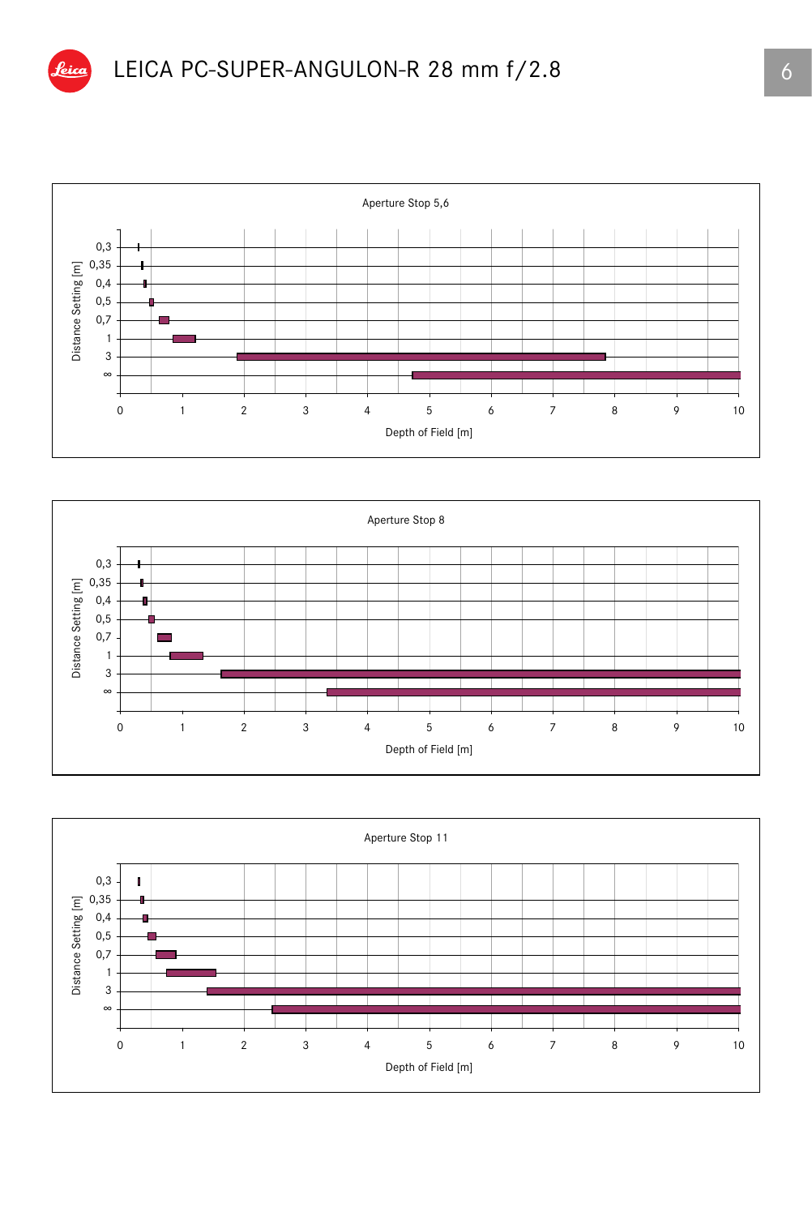# LEICA PC-SUPER-ANGULON-R 28 mm f/2.8

Aperture Stop 5,6

Distance Setting [m]: 0,3 · 0,35 · 0,4 · 0,5 · 0,7 · 1 · 3 · ∞

Depth of Field [m]: 0 · 1 · 2 · 3 · 4 · 5 · 6 · 7 · 8 · 9 · 10

Aperture Stop 8

Distance Setting [m]: 0,3 · 0,35 · 0,4 · 0,5 · 0,7 · 1 · 3 · ∞

Depth of Field [m]: 0 · 1 · 2 · 3 · 4 · 5 · 6 · 7 · 8 · 9 · 10

Aperture Stop 11

Distance Setting [m]: 0,3 · 0,35 · 0,4 · 0,5 · 0,7 · 1 · 3 · ∞

Depth of Field [m]: 0 · 1 · 2 · 3 · 4 · 5 · 6 · 7 · 8 · 9 · 10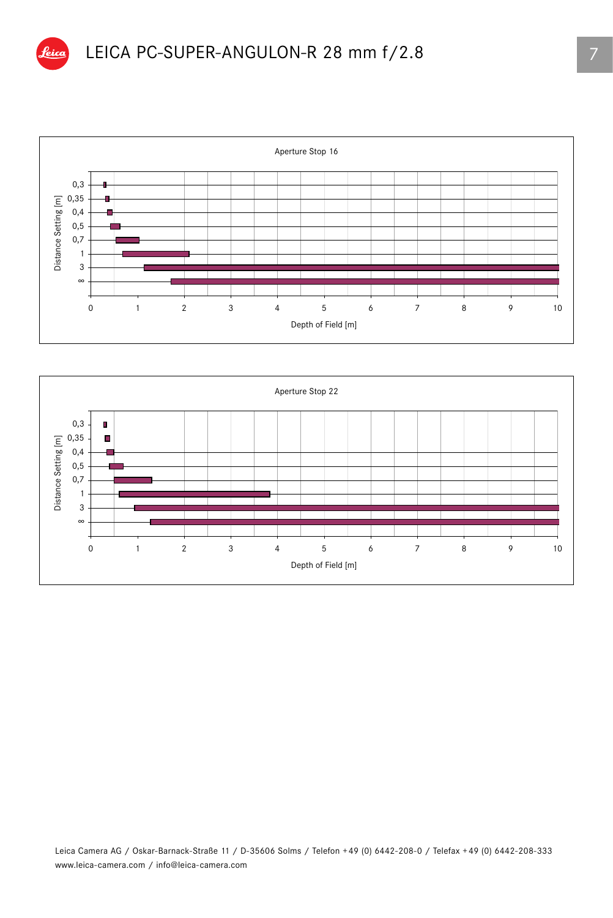# LEICA PC-SUPER-ANGULON-R 28 mm f/2.8

Aperture Stop 16

Distance Setting [m]

0,3
0,35
0,4
0,5
0,7
1
3
∞

0 1 2 3 4 5 6 7 8 9 10

Depth of Field [m]

Aperture Stop 22

Distance Setting [m]

0,3
0,35
0,4
0,5
0,7
1
3
∞

0 1 2 3 4 5 6 7 8 9 10

Depth of Field [m]

Leica Camera AG / Oskar-Barnack-Straße 11 / D-35606 Solms / Telefon +49 (0) 6442-208-0 / Telefax +49 (0) 6442-208-333
www.leica-camera.com / info@leica-camera.com